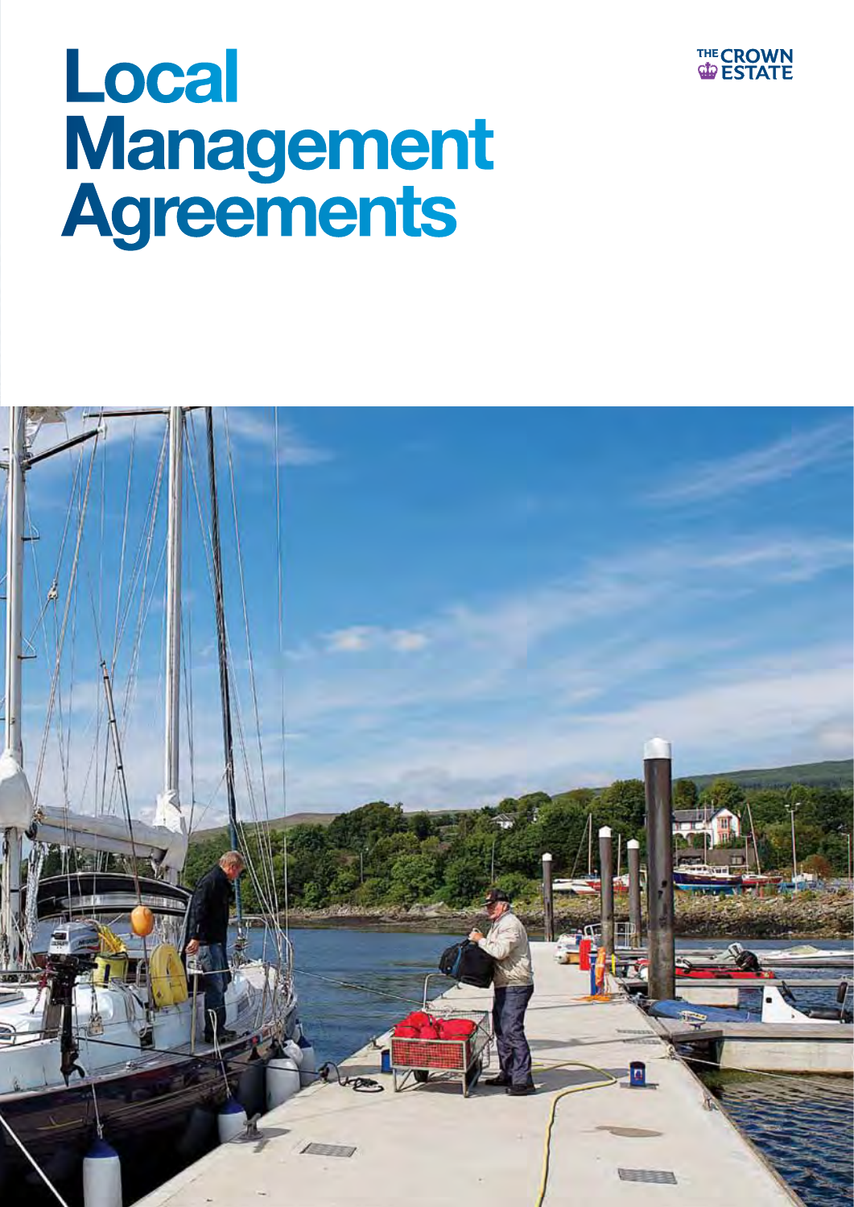# Local Management Agreements

THE CROWN ESTATE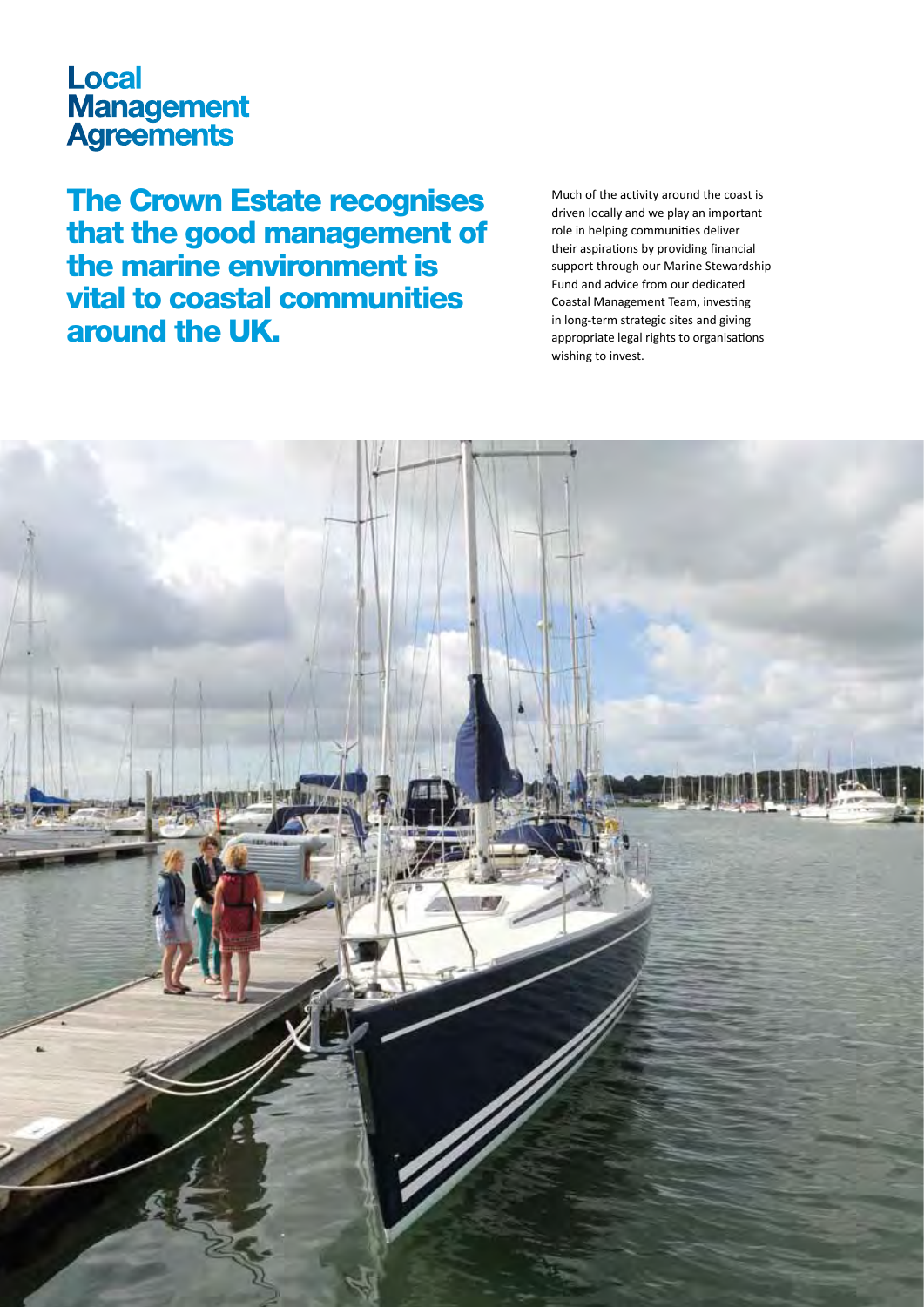# Local Management Agreements

## The Crown Estate recognises that the good management of the marine environment is vital to coastal communities around the UK.

Much of the activity around the coast is driven locally and we play an important role in helping communities deliver their aspirations by providing financial support through our Marine Stewardship Fund and advice from our dedicated Coastal Management Team, investing in long-term strategic sites and giving appropriate legal rights to organisations wishing to invest.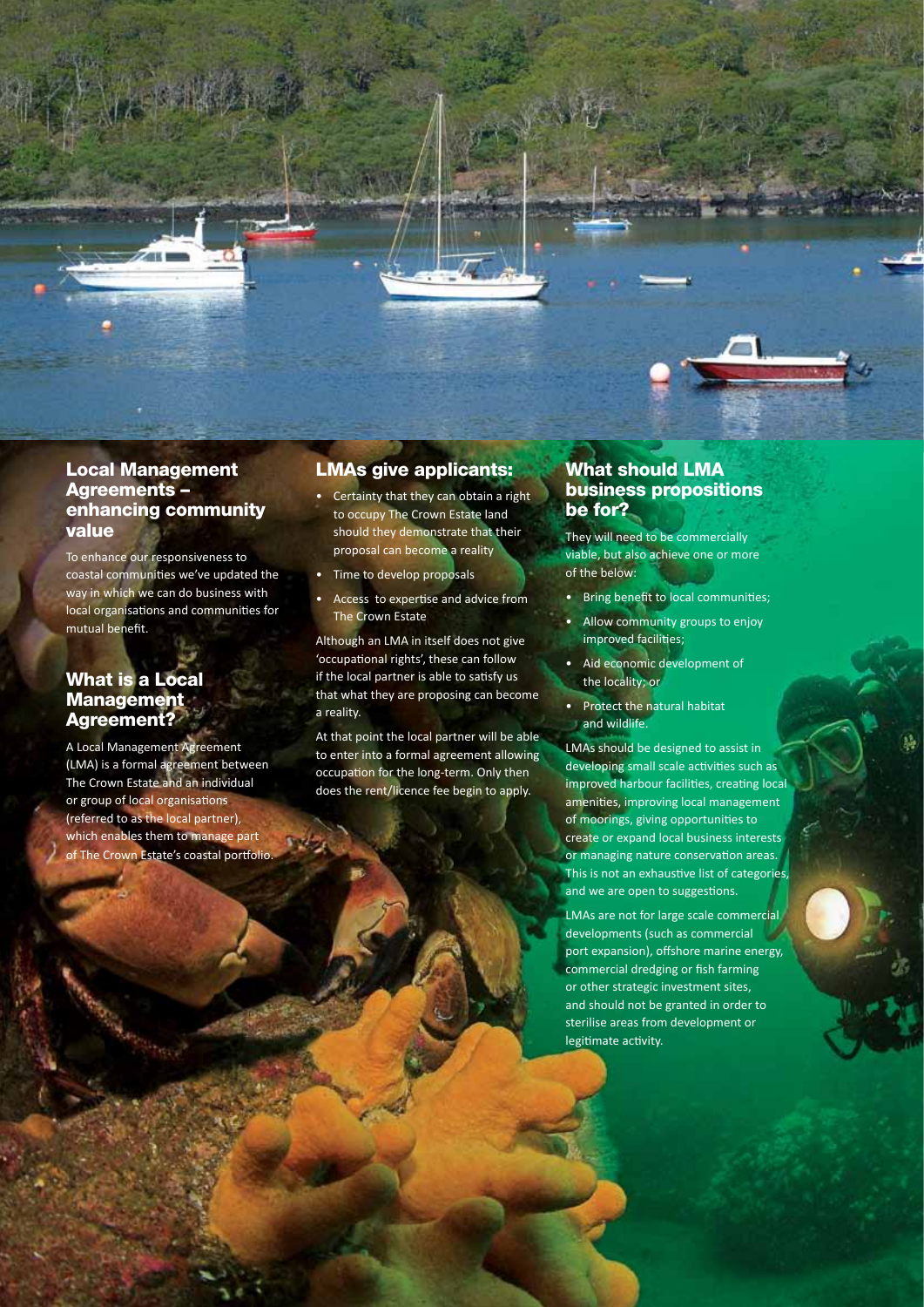## Local Management Agreements – enhancing community value

To enhance our responsiveness to coastal communities we've updated the way in which we can do business with local organisations and communities for mutual benefit.

## What is a Local Management Agreement?

A Local Management Agreement (LMA) is a formal agreement between The Crown Estate and an individual or group of local organisations (referred to as the local partner), which enables them to manage part of The Crown Estate's coastal portfolio.

## LMAs give applicants:

- Certainty that they can obtain a right to occupy The Crown Estate land should they demonstrate that their proposal can become a reality
- Time to develop proposals
- Access to expertise and advice from The Crown Estate

Although an LMA in itself does not give 'occupational rights', these can follow if the local partner is able to satisfy us that what they are proposing can become a reality.

At that point the local partner will be able to enter into a formal agreement allowing occupation for the long-term. Only then does the rent/licence fee begin to apply.

## What should LMA business propositions be for?

They will need to be commercially viable, but also achieve one or more of the below:

- Bring benefit to local communities;
- Allow community groups to enjoy improved facilities;
- Aid economic development of the locality; or
- Protect the natural habitat and wildlife.

LMAs should be designed to assist in developing small scale activities such as improved harbour facilities, creating local amenities, improving local management of moorings, giving opportunities to create or expand local business interests or managing nature conservation areas. This is not an exhaustive list of categories, and we are open to suggestions.

LMAs are not for large scale commercial developments (such as commercial port expansion), offshore marine energy, commercial dredging or fish farming or other strategic investment sites, and should not be granted in order to sterilise areas from development or legitimate activity.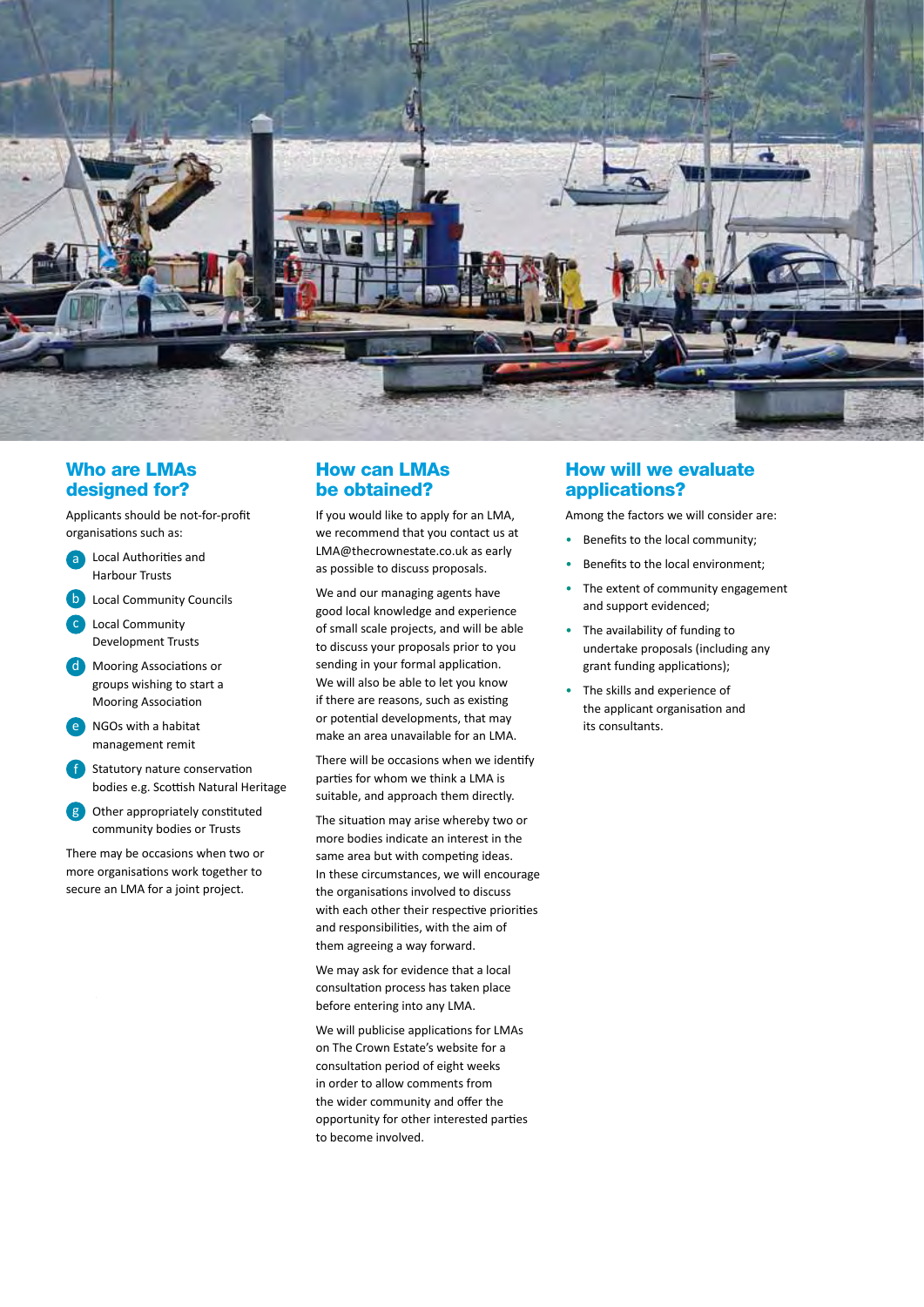## Who are LMAs designed for?

Applicants should be not-for-profit organisations such as:

a. Local Authorities and Harbour Trusts
b. Local Community Councils
c. Local Community Development Trusts
d. Mooring Associations or groups wishing to start a Mooring Association
e. NGOs with a habitat management remit
f. Statutory nature conservation bodies e.g. Scottish Natural Heritage
g. Other appropriately constituted community bodies or Trusts

There may be occasions when two or more organisations work together to secure an LMA for a joint project.

## How can LMAs be obtained?

If you would like to apply for an LMA, we recommend that you contact us at LMA@thecrownestate.co.uk as early as possible to discuss proposals.

We and our managing agents have good local knowledge and experience of small scale projects, and will be able to discuss your proposals prior to you sending in your formal application. We will also be able to let you know if there are reasons, such as existing or potential developments, that may make an area unavailable for an LMA.

There will be occasions when we identify parties for whom we think a LMA is suitable, and approach them directly.

The situation may arise whereby two or more bodies indicate an interest in the same area but with competing ideas. In these circumstances, we will encourage the organisations involved to discuss with each other their respective priorities and responsibilities, with the aim of them agreeing a way forward.

We may ask for evidence that a local consultation process has taken place before entering into any LMA.

We will publicise applications for LMAs on The Crown Estate's website for a consultation period of eight weeks in order to allow comments from the wider community and offer the opportunity for other interested parties to become involved.

## How will we evaluate applications?

Among the factors we will consider are:

- Benefits to the local community;
- Benefits to the local environment;
- The extent of community engagement and support evidenced;
- The availability of funding to undertake proposals (including any grant funding applications);
- The skills and experience of the applicant organisation and its consultants.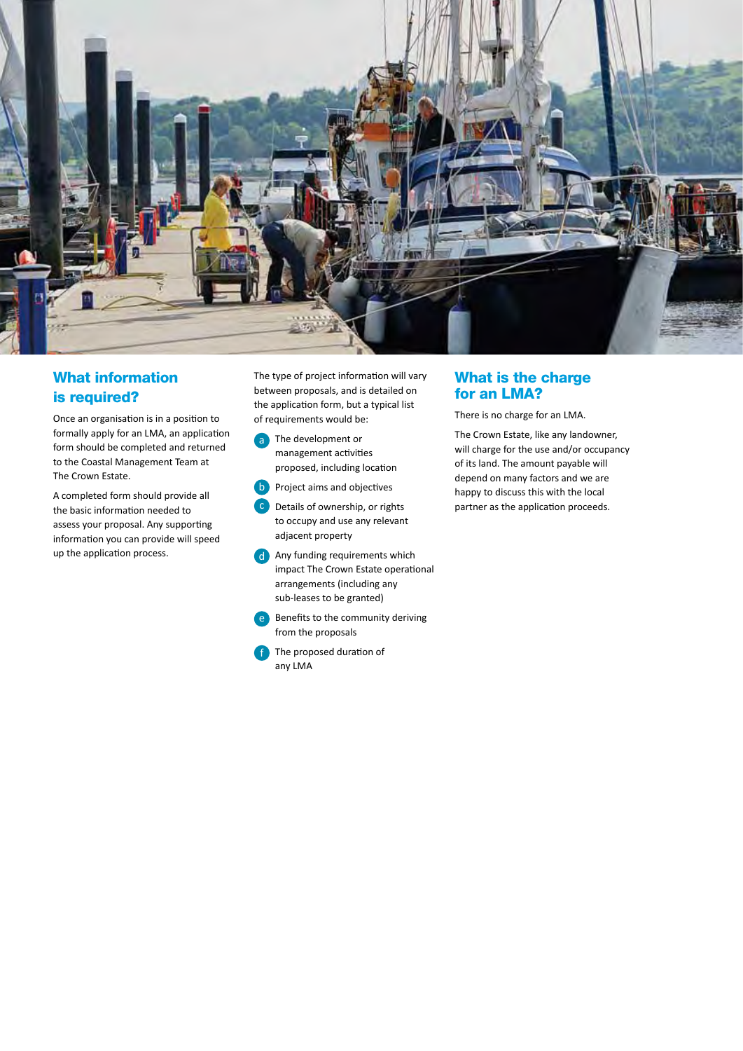## What information is required?

Once an organisation is in a position to formally apply for an LMA, an application form should be completed and returned to the Coastal Management Team at The Crown Estate.

A completed form should provide all the basic information needed to assess your proposal. Any supporting information you can provide will speed up the application process.

The type of project information will vary between proposals, and is detailed on the application form, but a typical list of requirements would be:

a. The development or management activities proposed, including location
b. Project aims and objectives
c. Details of ownership, or rights to occupy and use any relevant adjacent property
d. Any funding requirements which impact The Crown Estate operational arrangements (including any sub-leases to be granted)
e. Benefits to the community deriving from the proposals
f. The proposed duration of any LMA

## What is the charge for an LMA?

There is no charge for an LMA.

The Crown Estate, like any landowner, will charge for the use and/or occupancy of its land. The amount payable will depend on many factors and we are happy to discuss this with the local partner as the application proceeds.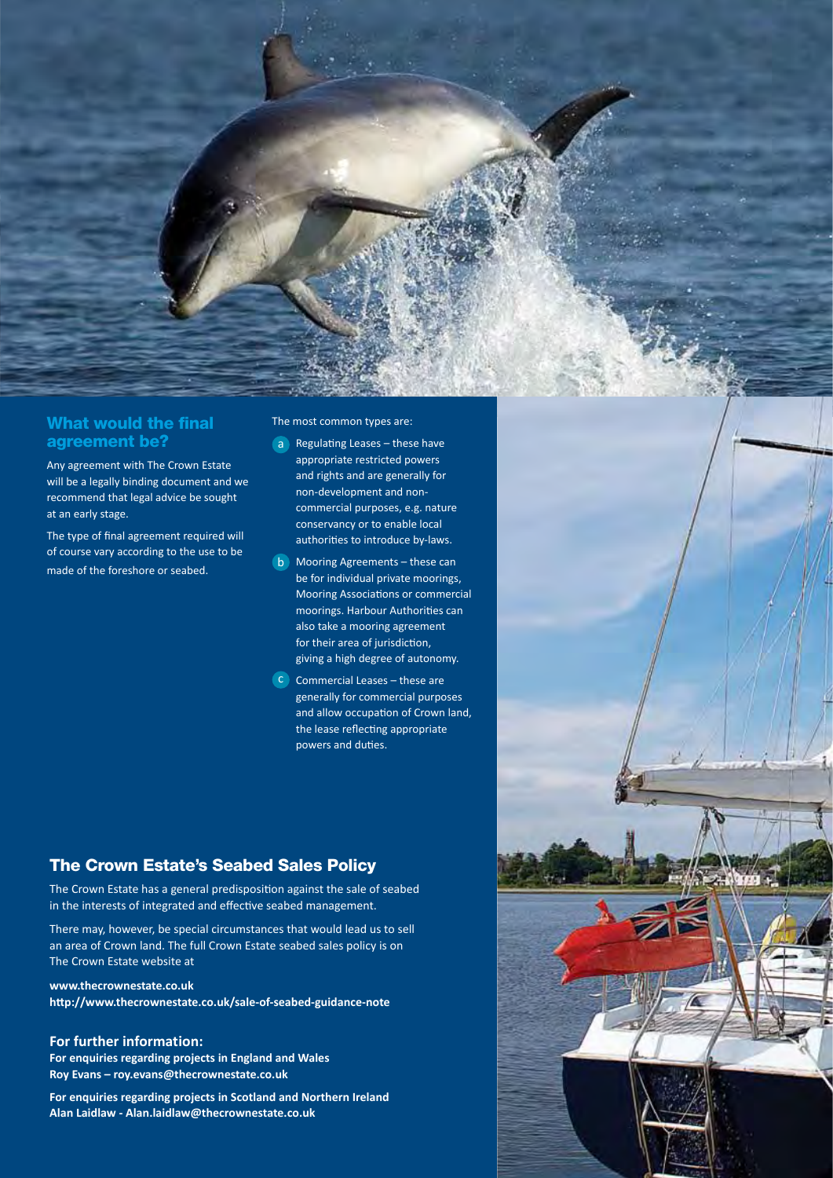## What would the final agreement be?

Any agreement with The Crown Estate will be a legally binding document and we recommend that legal advice be sought at an early stage.

The type of final agreement required will of course vary according to the use to be made of the foreshore or seabed.

The most common types are:

a) Regulating Leases – these have appropriate restricted powers and rights and are generally for non-development and non-commercial purposes, e.g. nature conservancy or to enable local authorities to introduce by-laws.

b) Mooring Agreements – these can be for individual private moorings, Mooring Associations or commercial moorings. Harbour Authorities can also take a mooring agreement for their area of jurisdiction, giving a high degree of autonomy.

c) Commercial Leases – these are generally for commercial purposes and allow occupation of Crown land, the lease reflecting appropriate powers and duties.

## The Crown Estate's Seabed Sales Policy

The Crown Estate has a general predisposition against the sale of seabed in the interests of integrated and effective seabed management.

There may, however, be special circumstances that would lead us to sell an area of Crown land. The full Crown Estate seabed sales policy is on The Crown Estate website at

**www.thecrownestate.co.uk**
**http://www.thecrownestate.co.uk/sale-of-seabed-guidance-note**

### For further information:

**For enquiries regarding projects in England and Wales**
**Roy Evans – roy.evans@thecrownestate.co.uk**

**For enquiries regarding projects in Scotland and Northern Ireland**
**Alan Laidlaw - Alan.laidlaw@thecrownestate.co.uk**